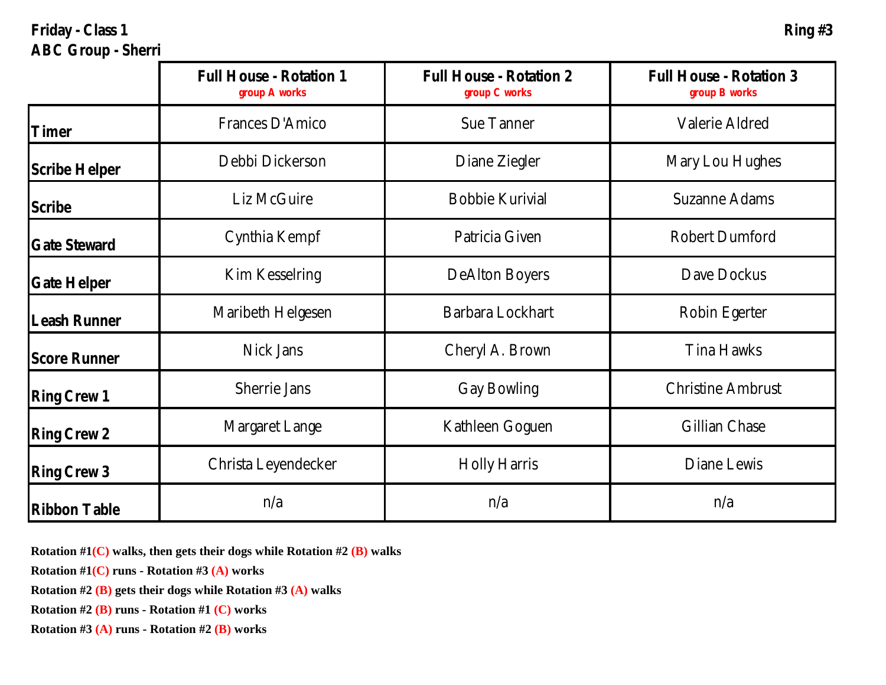**Friday - Class 1**
**ABC Group - Sherri**

**Ring #3**

| | Full House - Rotation 1<br>group A works | Full House - Rotation 2<br>group C works | Full House - Rotation 3<br>group B works |
|---|---|---|---|
| **Timer** | Frances D'Amico | Sue Tanner | Valerie Aldred |
| **Scribe Helper** | Debbi Dickerson | Diane Ziegler | Mary Lou Hughes |
| **Scribe** | Liz McGuire | Bobbie Kurivial | Suzanne Adams |
| **Gate Steward** | Cynthia Kempf | Patricia Given | Robert Dumford |
| **Gate Helper** | Kim Kesselring | DeAlton Boyers | Dave Dockus |
| **Leash Runner** | Maribeth Helgesen | Barbara Lockhart | Robin Egerter |
| **Score Runner** | Nick Jans | Cheryl A. Brown | Tina Hawks |
| **Ring Crew 1** | Sherrie Jans | Gay Bowling | Christine Ambrust |
| **Ring Crew 2** | Margaret Lange | Kathleen Goguen | Gillian Chase |
| **Ring Crew 3** | Christa Leyendecker | Holly Harris | Diane Lewis |
| **Ribbon Table** | n/a | n/a | n/a |

**Rotation #1(C) walks, then gets their dogs while Rotation #2 (B) walks**

**Rotation #1(C) runs - Rotation #3 (A) works**

**Rotation #2 (B) gets their dogs while Rotation #3 (A) walks**

**Rotation #2 (B) runs - Rotation #1 (C) works**

**Rotation #3 (A) runs - Rotation #2 (B) works**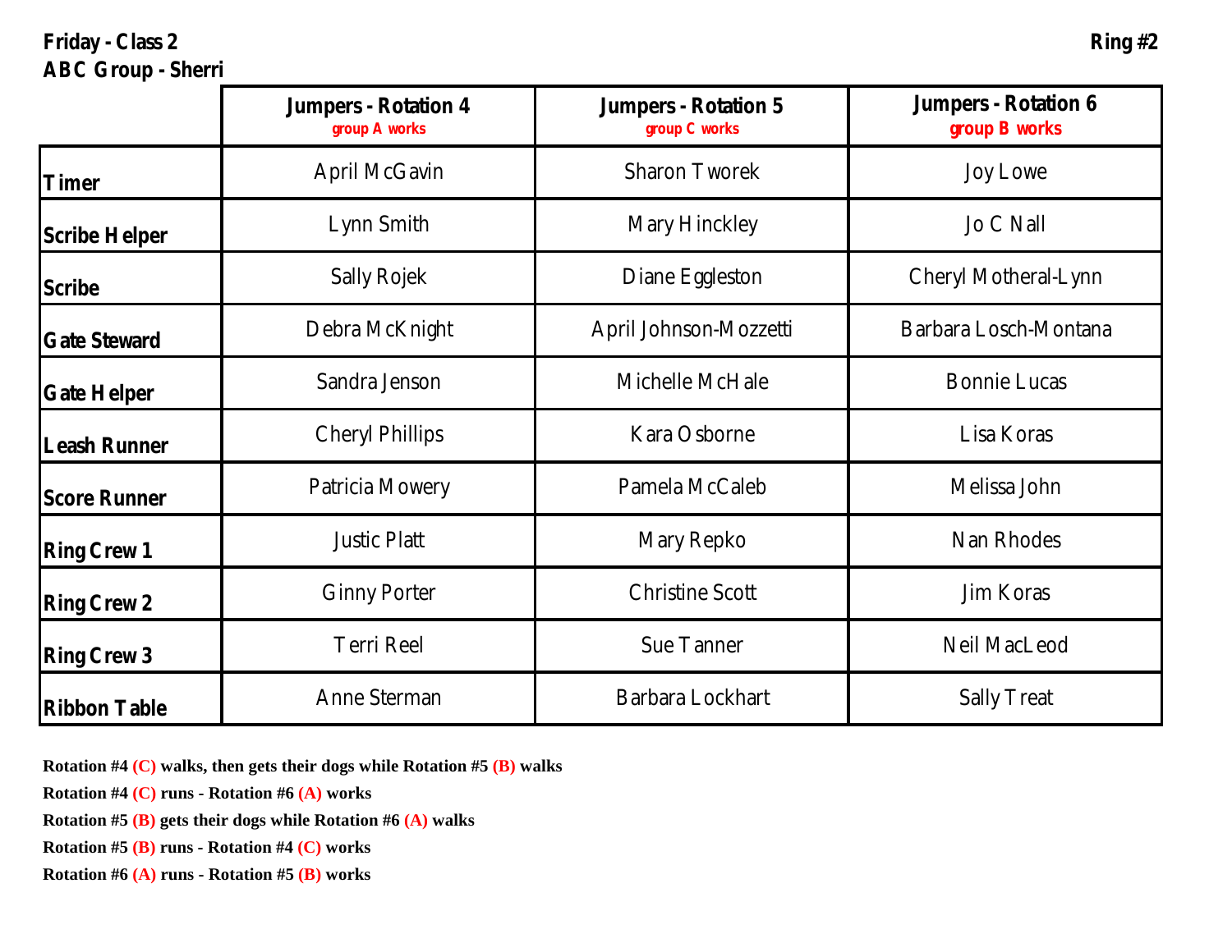**Friday - Class 2**
**ABC Group - Sherri**

**Ring #2**

| | Jumpers - Rotation 4 group A works | Jumpers - Rotation 5 group C works | Jumpers - Rotation 6 group B works |
|---|---|---|---|
| **Timer** | April McGavin | Sharon Tworek | Joy Lowe |
| **Scribe Helper** | Lynn Smith | Mary Hinckley | Jo C Nall |
| **Scribe** | Sally Rojek | Diane Eggleston | Cheryl Motheral-Lynn |
| **Gate Steward** | Debra McKnight | April Johnson-Mozzetti | Barbara Losch-Montana |
| **Gate Helper** | Sandra Jenson | Michelle McHale | Bonnie Lucas |
| **Leash Runner** | Cheryl Phillips | Kara Osborne | Lisa Koras |
| **Score Runner** | Patricia Mowery | Pamela McCaleb | Melissa John |
| **Ring Crew 1** | Justic Platt | Mary Repko | Nan Rhodes |
| **Ring Crew 2** | Ginny Porter | Christine Scott | Jim Koras |
| **Ring Crew 3** | Terri Reel | Sue Tanner | Neil MacLeod |
| **Ribbon Table** | Anne Sterman | Barbara Lockhart | Sally Treat |

**Rotation #4 (C) walks, then gets their dogs while Rotation #5 (B) walks**

**Rotation #4 (C) runs - Rotation #6 (A) works**

**Rotation #5 (B) gets their dogs while Rotation #6 (A) walks**

**Rotation #5 (B) runs - Rotation #4 (C) works**

**Rotation #6 (A) runs - Rotation #5 (B) works**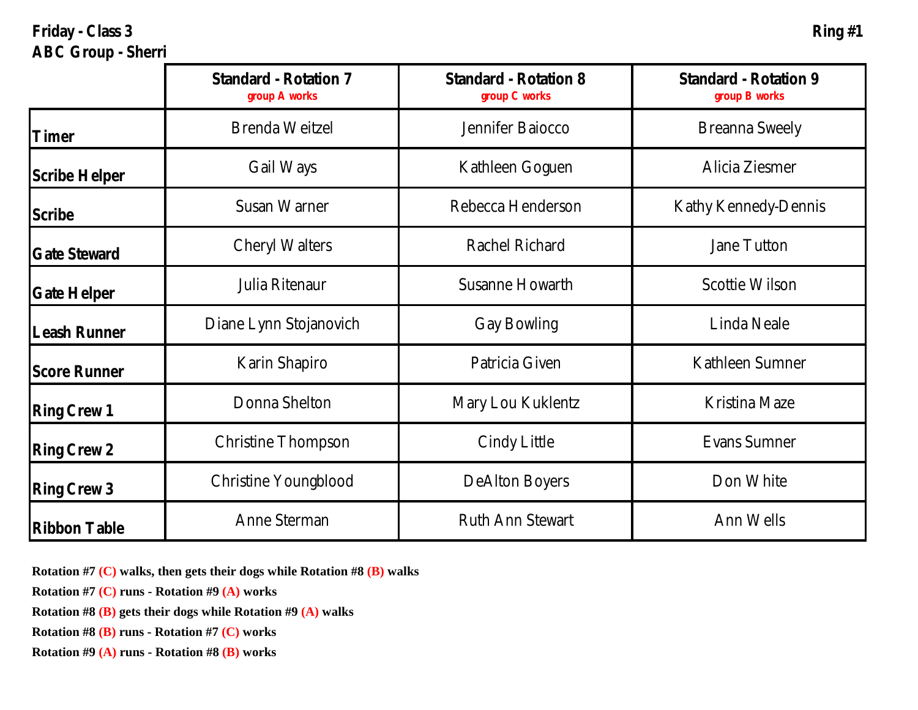**Friday - Class 3**
**ABC Group - Sherri**

**Ring #1**

| | Standard - Rotation 7 group A works | Standard - Rotation 8 group C works | Standard - Rotation 9 group B works |
|---|---|---|---|
| **Timer** | Brenda Weitzel | Jennifer Baiocco | Breanna Sweely |
| **Scribe Helper** | Gail Ways | Kathleen Goguen | Alicia Ziesmer |
| **Scribe** | Susan Warner | Rebecca Henderson | Kathy Kennedy-Dennis |
| **Gate Steward** | Cheryl Walters | Rachel Richard | Jane Tutton |
| **Gate Helper** | Julia Ritenaur | Susanne Howarth | Scottie Wilson |
| **Leash Runner** | Diane Lynn Stojanovich | Gay Bowling | Linda Neale |
| **Score Runner** | Karin Shapiro | Patricia Given | Kathleen Sumner |
| **Ring Crew 1** | Donna Shelton | Mary Lou Kuklentz | Kristina Maze |
| **Ring Crew 2** | Christine Thompson | Cindy Little | Evans Sumner |
| **Ring Crew 3** | Christine Youngblood | DeAlton Boyers | Don White |
| **Ribbon Table** | Anne Sterman | Ruth Ann Stewart | Ann Wells |

**Rotation #7 (C) walks, then gets their dogs while Rotation #8 (B) walks**

**Rotation #7 (C) runs - Rotation #9 (A) works**

**Rotation #8 (B) gets their dogs while Rotation #9 (A) walks**

**Rotation #8 (B) runs - Rotation #7 (C) works**

**Rotation #9 (A) runs - Rotation #8 (B) works**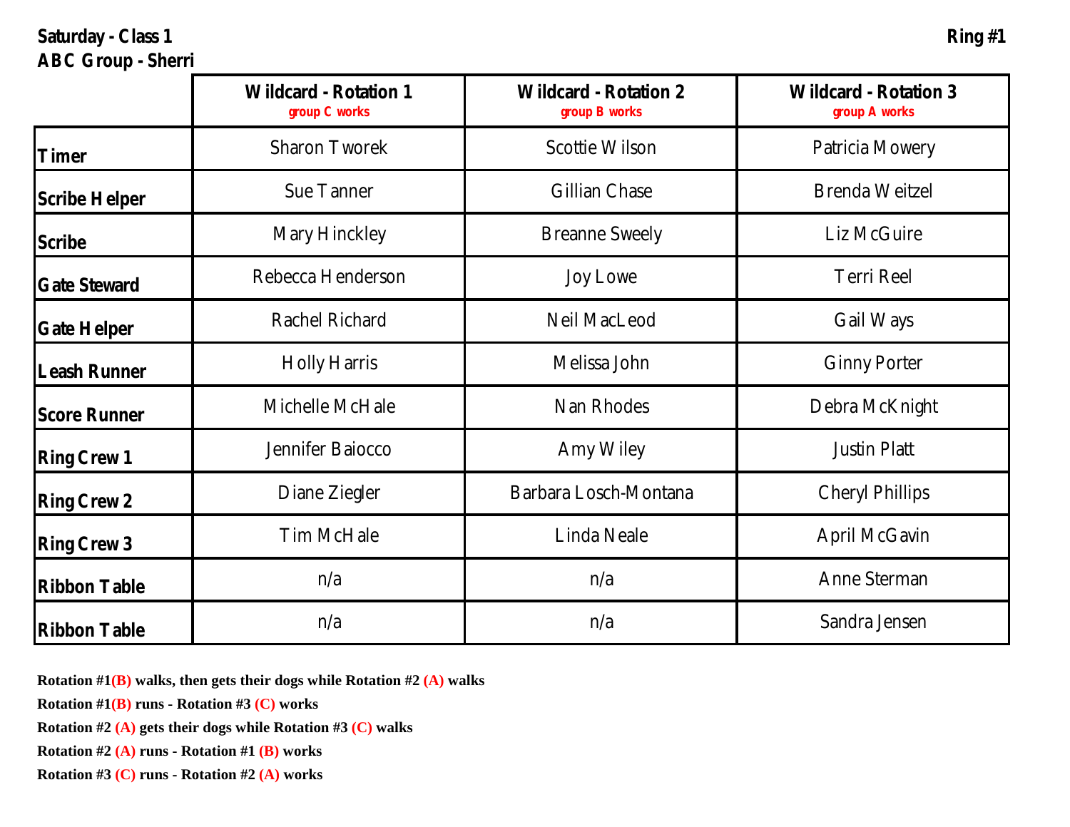**Saturday - Class 1** | **Ring #1**

**ABC Group - Sherri**

| | Wildcard - Rotation 1<br>group C works | Wildcard - Rotation 2<br>group B works | Wildcard - Rotation 3<br>group A works |
|---|---|---|---|
| **Timer** | Sharon Tworek | Scottie Wilson | Patricia Mowery |
| **Scribe Helper** | Sue Tanner | Gillian Chase | Brenda Weitzel |
| **Scribe** | Mary Hinckley | Breanne Sweely | Liz McGuire |
| **Gate Steward** | Rebecca Henderson | Joy Lowe | Terri Reel |
| **Gate Helper** | Rachel Richard | Neil MacLeod | Gail Ways |
| **Leash Runner** | Holly Harris | Melissa John | Ginny Porter |
| **Score Runner** | Michelle McHale | Nan Rhodes | Debra McKnight |
| **Ring Crew 1** | Jennifer Baiocco | Amy Wiley | Justin Platt |
| **Ring Crew 2** | Diane Ziegler | Barbara Losch-Montana | Cheryl Phillips |
| **Ring Crew 3** | Tim McHale | Linda Neale | April McGavin |
| **Ribbon Table** | n/a | n/a | Anne Sterman |
| **Ribbon Table** | n/a | n/a | Sandra Jensen |

**Rotation #1(B) walks, then gets their dogs while Rotation #2 (A) walks**

**Rotation #1(B) runs - Rotation #3 (C) works**

**Rotation #2 (A) gets their dogs while Rotation #3 (C) walks**

**Rotation #2 (A) runs - Rotation #1 (B) works**

**Rotation #3 (C) runs - Rotation #2 (A) works**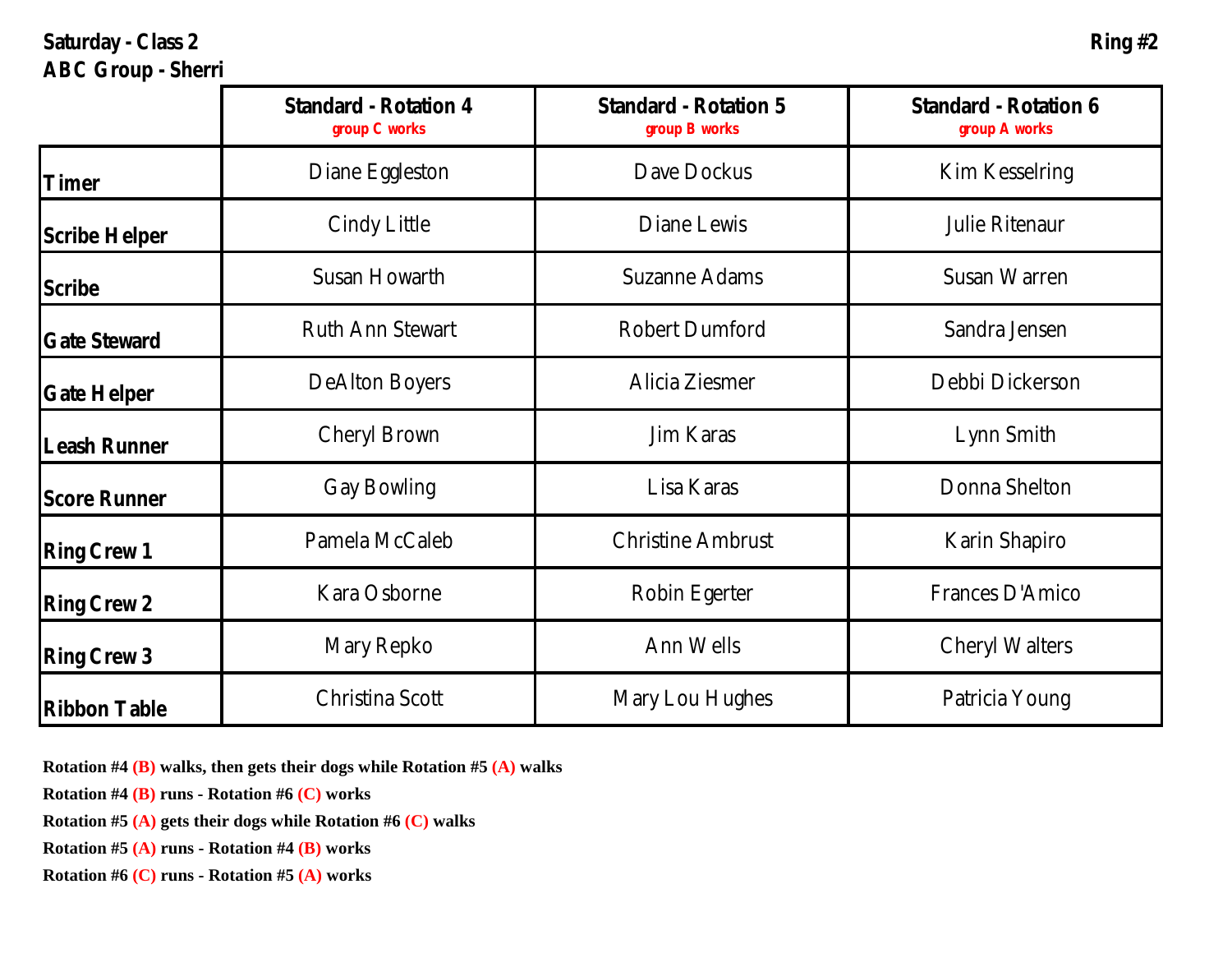**Saturday - Class 2** **Ring #2**

**ABC Group - Sherri**

| | **Standard - Rotation 4** group C works | **Standard - Rotation 5** group B works | **Standard - Rotation 6** group A works |
|---|---|---|---|
| **Timer** | Diane Eggleston | Dave Dockus | Kim Kesselring |
| **Scribe Helper** | Cindy Little | Diane Lewis | Julie Ritenaur |
| **Scribe** | Susan Howarth | Suzanne Adams | Susan Warren |
| **Gate Steward** | Ruth Ann Stewart | Robert Dumford | Sandra Jensen |
| **Gate Helper** | DeAlton Boyers | Alicia Ziesmer | Debbi Dickerson |
| **Leash Runner** | Cheryl Brown | Jim Karas | Lynn Smith |
| **Score Runner** | Gay Bowling | Lisa Karas | Donna Shelton |
| **Ring Crew 1** | Pamela McCaleb | Christine Ambrust | Karin Shapiro |
| **Ring Crew 2** | Kara Osborne | Robin Egerter | Frances D'Amico |
| **Ring Crew 3** | Mary Repko | Ann Wells | Cheryl Walters |
| **Ribbon Table** | Christina Scott | Mary Lou Hughes | Patricia Young |

**Rotation #4 (B) walks, then gets their dogs while Rotation #5 (A) walks**

**Rotation #4 (B) runs - Rotation #6 (C) works**

**Rotation #5 (A) gets their dogs while Rotation #6 (C) walks**

**Rotation #5 (A) runs - Rotation #4 (B) works**

**Rotation #6 (C) runs - Rotation #5 (A) works**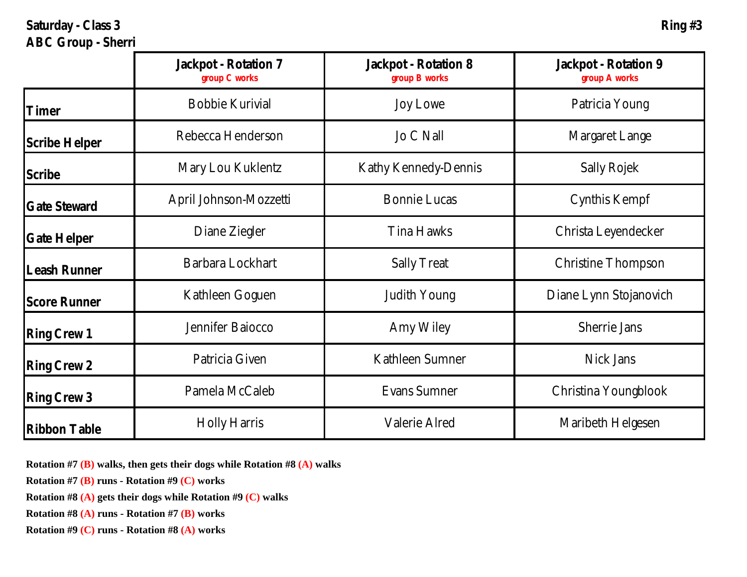**Saturday - Class 3**
**ABC Group - Sherri**

**Ring #3**

| | Jackpot - Rotation 7 group C works | Jackpot - Rotation 8 group B works | Jackpot - Rotation 9 group A works |
|---|---|---|---|
| **Timer** | Bobbie Kurivial | Joy Lowe | Patricia Young |
| **Scribe Helper** | Rebecca Henderson | Jo C Nall | Margaret Lange |
| **Scribe** | Mary Lou Kuklentz | Kathy Kennedy-Dennis | Sally Rojek |
| **Gate Steward** | April Johnson-Mozzetti | Bonnie Lucas | Cynthis Kempf |
| **Gate Helper** | Diane Ziegler | Tina Hawks | Christa Leyendecker |
| **Leash Runner** | Barbara Lockhart | Sally Treat | Christine Thompson |
| **Score Runner** | Kathleen Goguen | Judith Young | Diane Lynn Stojanovich |
| **Ring Crew 1** | Jennifer Baiocco | Amy Wiley | Sherrie Jans |
| **Ring Crew 2** | Patricia Given | Kathleen Sumner | Nick Jans |
| **Ring Crew 3** | Pamela McCaleb | Evans Sumner | Christina Youngblook |
| **Ribbon Table** | Holly Harris | Valerie Alred | Maribeth Helgesen |

**Rotation #7 (B) walks, then gets their dogs while Rotation #8 (A) walks**

**Rotation #7 (B) runs - Rotation #9 (C) works**

**Rotation #8 (A) gets their dogs while Rotation #9 (C) walks**

**Rotation #8 (A) runs - Rotation #7 (B) works**

**Rotation #9 (C) runs - Rotation #8 (A) works**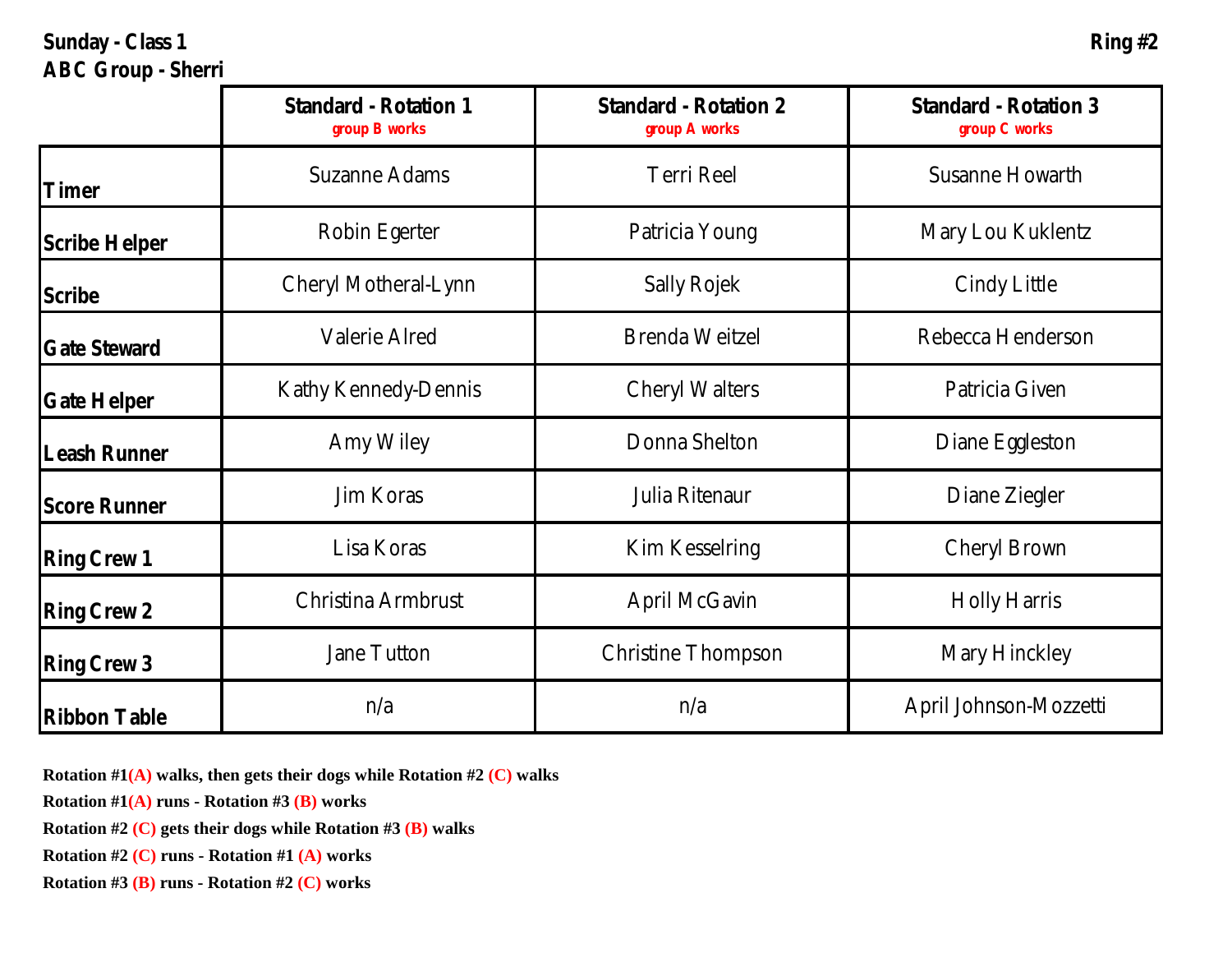**Sunday - Class 1**

**ABC Group - Sherri**

**Ring #2**

| | Standard - Rotation 1 group B works | Standard - Rotation 2 group A works | Standard - Rotation 3 group C works |
|---|---|---|---|
| **Timer** | Suzanne Adams | Terri Reel | Susanne Howarth |
| **Scribe Helper** | Robin Egerter | Patricia Young | Mary Lou Kuklentz |
| **Scribe** | Cheryl Motheral-Lynn | Sally Rojek | Cindy Little |
| **Gate Steward** | Valerie Alred | Brenda Weitzel | Rebecca Henderson |
| **Gate Helper** | Kathy Kennedy-Dennis | Cheryl Walters | Patricia Given |
| **Leash Runner** | Amy Wiley | Donna Shelton | Diane Eggleston |
| **Score Runner** | Jim Koras | Julia Ritenaur | Diane Ziegler |
| **Ring Crew 1** | Lisa Koras | Kim Kesselring | Cheryl Brown |
| **Ring Crew 2** | Christina Armbrust | April McGavin | Holly Harris |
| **Ring Crew 3** | Jane Tutton | Christine Thompson | Mary Hinckley |
| **Ribbon Table** | n/a | n/a | April Johnson-Mozzetti |

**Rotation #1(A) walks, then gets their dogs while Rotation #2 (C) walks**

**Rotation #1(A) runs - Rotation #3 (B) works**

**Rotation #2 (C) gets their dogs while Rotation #3 (B) walks**

**Rotation #2 (C) runs - Rotation #1 (A) works**

**Rotation #3 (B) runs - Rotation #2 (C) works**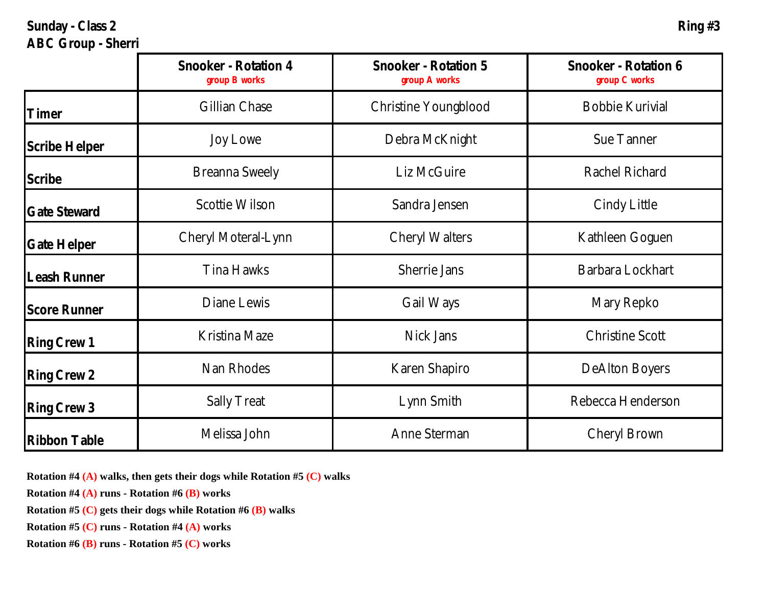**Sunday - Class 2**
**ABC Group - Sherri**

**Ring #3**

| | Snooker - Rotation 4 group B works | Snooker - Rotation 5 group A works | Snooker - Rotation 6 group C works |
|---|---|---|---|
| **Timer** | Gillian Chase | Christine Youngblood | Bobbie Kurivial |
| **Scribe Helper** | Joy Lowe | Debra McKnight | Sue Tanner |
| **Scribe** | Breanna Sweely | Liz McGuire | Rachel Richard |
| **Gate Steward** | Scottie Wilson | Sandra Jensen | Cindy Little |
| **Gate Helper** | Cheryl Moteral-Lynn | Cheryl Walters | Kathleen Goguen |
| **Leash Runner** | Tina Hawks | Sherrie Jans | Barbara Lockhart |
| **Score Runner** | Diane Lewis | Gail Ways | Mary Repko |
| **Ring Crew 1** | Kristina Maze | Nick Jans | Christine Scott |
| **Ring Crew 2** | Nan Rhodes | Karen Shapiro | DeAlton Boyers |
| **Ring Crew 3** | Sally Treat | Lynn Smith | Rebecca Henderson |
| **Ribbon Table** | Melissa John | Anne Sterman | Cheryl Brown |

**Rotation #4 (A) walks, then gets their dogs while Rotation #5 (C) walks**

**Rotation #4 (A) runs - Rotation #6 (B) works**

**Rotation #5 (C) gets their dogs while Rotation #6 (B) walks**

**Rotation #5 (C) runs - Rotation #4 (A) works**

**Rotation #6 (B) runs - Rotation #5 (C) works**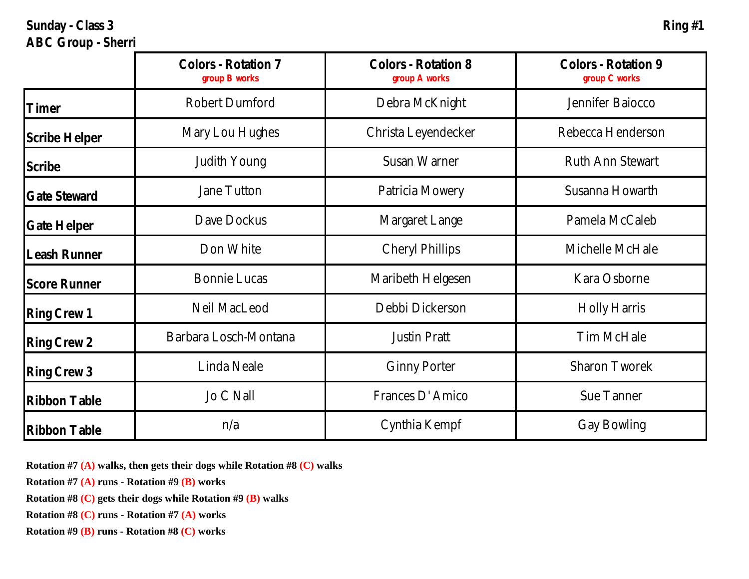**Sunday - Class 3**
**ABC Group - Sherri**

**Ring #1**

| | Colors - Rotation 7<br>group B works | Colors - Rotation 8<br>group A works | Colors - Rotation 9<br>group C works |
|---|---|---|---|
| **Timer** | Robert Dumford | Debra McKnight | Jennifer Baiocco |
| **Scribe Helper** | Mary Lou Hughes | Christa Leyendecker | Rebecca Henderson |
| **Scribe** | Judith Young | Susan Warner | Ruth Ann Stewart |
| **Gate Steward** | Jane Tutton | Patricia Mowery | Susanna Howarth |
| **Gate Helper** | Dave Dockus | Margaret Lange | Pamela McCaleb |
| **Leash Runner** | Don White | Cheryl Phillips | Michelle McHale |
| **Score Runner** | Bonnie Lucas | Maribeth Helgesen | Kara Osborne |
| **Ring Crew 1** | Neil MacLeod | Debbi Dickerson | Holly Harris |
| **Ring Crew 2** | Barbara Losch-Montana | Justin Pratt | Tim McHale |
| **Ring Crew 3** | Linda Neale | Ginny Porter | Sharon Tworek |
| **Ribbon Table** | Jo C Nall | Frances D'Amico | Sue Tanner |
| **Ribbon Table** | n/a | Cynthia Kempf | Gay Bowling |

**Rotation #7 (A) walks, then gets their dogs while Rotation #8 (C) walks**

**Rotation #7 (A) runs - Rotation #9 (B) works**

**Rotation #8 (C) gets their dogs while Rotation #9 (B) walks**

**Rotation #8 (C) runs - Rotation #7 (A) works**

**Rotation #9 (B) runs - Rotation #8 (C) works**